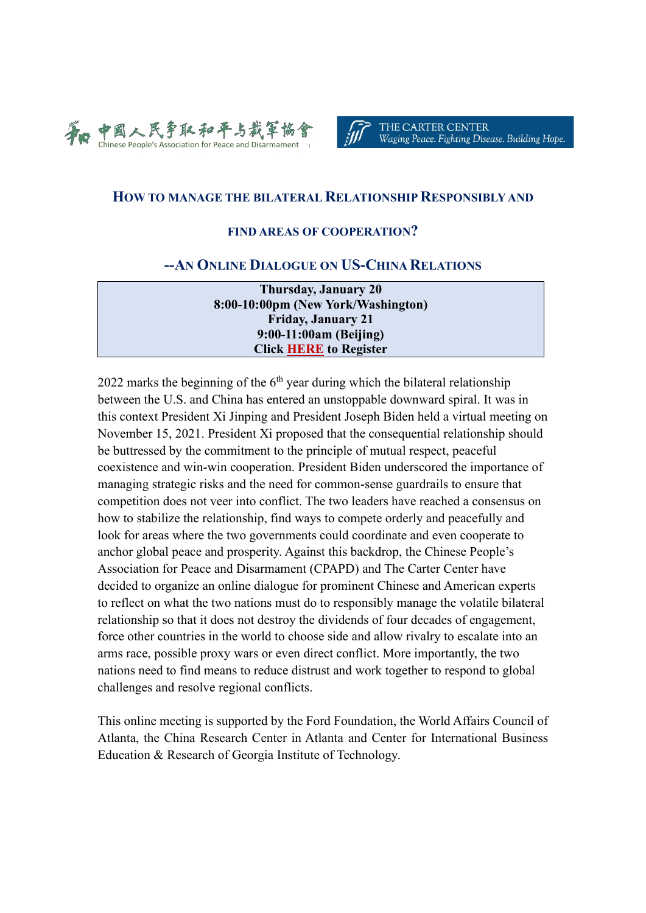中国人民争取和平与裁军协会 Chinese People's Association for Peace and Disarmament

THE CARTER CENTER *Waging Peace. Fighting Disease. Building Hope.*

# HOW TO MANAGE THE BILATERAL RELATIONSHIP RESPONSIBLY AND FIND AREAS OF COOPERATION?

## --AN ONLINE DIALOGUE ON US-CHINA RELATIONS

| **Thursday, January 20** |
|---|
| **8:00-10:00pm (New York/Washington)** |
| **Friday, January 21** |
| **9:00-11:00am (Beijing)** |
| **Click HERE to Register** |

2022 marks the beginning of the 6th year during which the bilateral relationship between the U.S. and China has entered an unstoppable downward spiral. It was in this context President Xi Jinping and President Joseph Biden held a virtual meeting on November 15, 2021. President Xi proposed that the consequential relationship should be buttressed by the commitment to the principle of mutual respect, peaceful coexistence and win-win cooperation. President Biden underscored the importance of managing strategic risks and the need for common-sense guardrails to ensure that competition does not veer into conflict. The two leaders have reached a consensus on how to stabilize the relationship, find ways to compete orderly and peacefully and look for areas where the two governments could coordinate and even cooperate to anchor global peace and prosperity. Against this backdrop, the Chinese People's Association for Peace and Disarmament (CPAPD) and The Carter Center have decided to organize an online dialogue for prominent Chinese and American experts to reflect on what the two nations must do to responsibly manage the volatile bilateral relationship so that it does not destroy the dividends of four decades of engagement, force other countries in the world to choose side and allow rivalry to escalate into an arms race, possible proxy wars or even direct conflict. More importantly, the two nations need to find means to reduce distrust and work together to respond to global challenges and resolve regional conflicts.

This online meeting is supported by the Ford Foundation, the World Affairs Council of Atlanta, the China Research Center in Atlanta and Center for International Business Education & Research of Georgia Institute of Technology.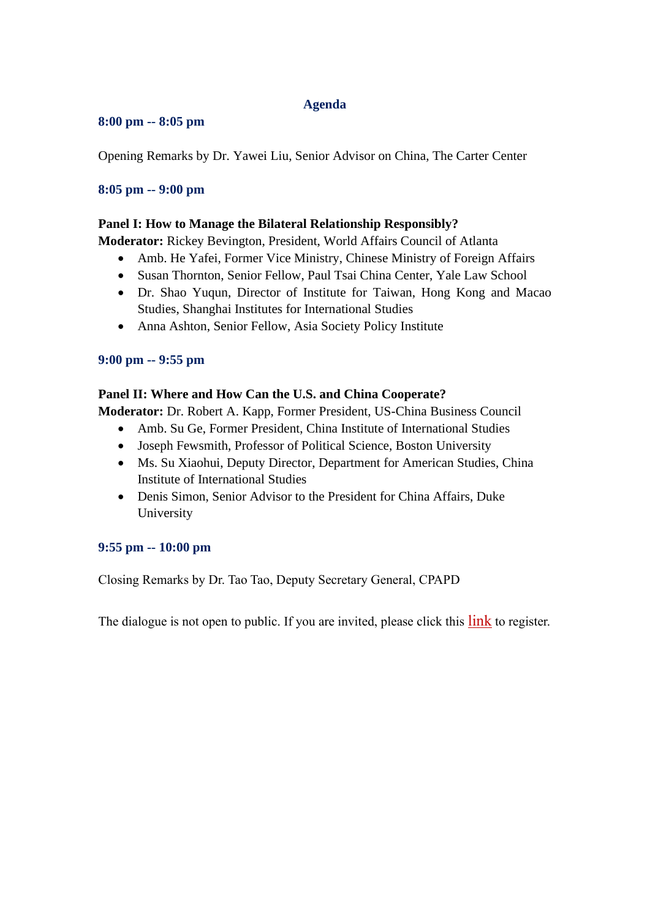## Agenda

**8:00 pm -- 8:05 pm**

Opening Remarks by Dr. Yawei Liu, Senior Advisor on China, The Carter Center

**8:05 pm -- 9:00 pm**

**Panel I: How to Manage the Bilateral Relationship Responsibly?**
**Moderator:** Rickey Bevington, President, World Affairs Council of Atlanta

- Amb. He Yafei, Former Vice Ministry, Chinese Ministry of Foreign Affairs
- Susan Thornton, Senior Fellow, Paul Tsai China Center, Yale Law School
- Dr. Shao Yuqun, Director of Institute for Taiwan, Hong Kong and Macao Studies, Shanghai Institutes for International Studies
- Anna Ashton, Senior Fellow, Asia Society Policy Institute

**9:00 pm -- 9:55 pm**

**Panel II: Where and How Can the U.S. and China Cooperate?**
**Moderator:** Dr. Robert A. Kapp, Former President, US-China Business Council

- Amb. Su Ge, Former President, China Institute of International Studies
- Joseph Fewsmith, Professor of Political Science, Boston University
- Ms. Su Xiaohui, Deputy Director, Department for American Studies, China Institute of International Studies
- Denis Simon, Senior Advisor to the President for China Affairs, Duke University

**9:55 pm -- 10:00 pm**

Closing Remarks by Dr. Tao Tao, Deputy Secretary General, CPAPD

The dialogue is not open to public. If you are invited, please click this link to register.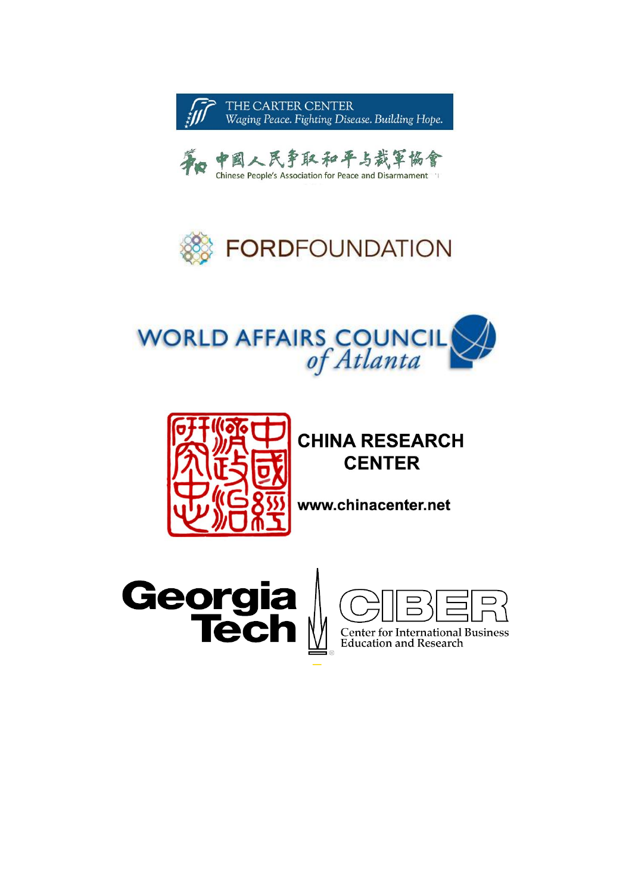THE CARTER CENTER
*Waging Peace. Fighting Disease. Building Hope.*

中國人民爭取和平与裁軍協會
Chinese People's Association for Peace and Disarmament

FORDFOUNDATION

WORLD AFFAIRS COUNCIL
*of Atlanta*

中國經濟政治研究中心

CHINA RESEARCH CENTER

www.chinacenter.net

Georgia Tech

CIBER
Center for International Business Education and Research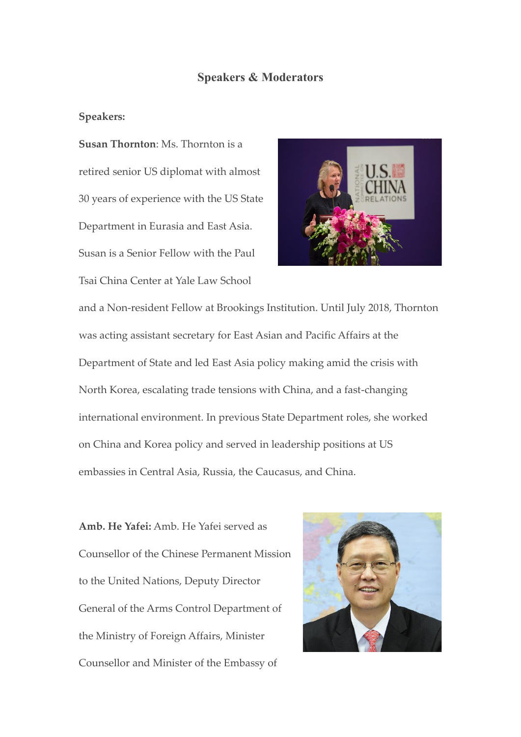## Speakers & Moderators

**Speakers:**

**Susan Thornton**: Ms. Thornton is a retired senior US diplomat with almost 30 years of experience with the US State Department in Eurasia and East Asia. Susan is a Senior Fellow with the Paul Tsai China Center at Yale Law School and a Non-resident Fellow at Brookings Institution. Until July 2018, Thornton was acting assistant secretary for East Asian and Pacific Affairs at the Department of State and led East Asia policy making amid the crisis with North Korea, escalating trade tensions with China, and a fast-changing international environment. In previous State Department roles, she worked on China and Korea policy and served in leadership positions at US embassies in Central Asia, Russia, the Caucasus, and China.

**Amb. He Yafei:** Amb. He Yafei served as Counsellor of the Chinese Permanent Mission to the United Nations, Deputy Director General of the Arms Control Department of the Ministry of Foreign Affairs, Minister Counsellor and Minister of the Embassy of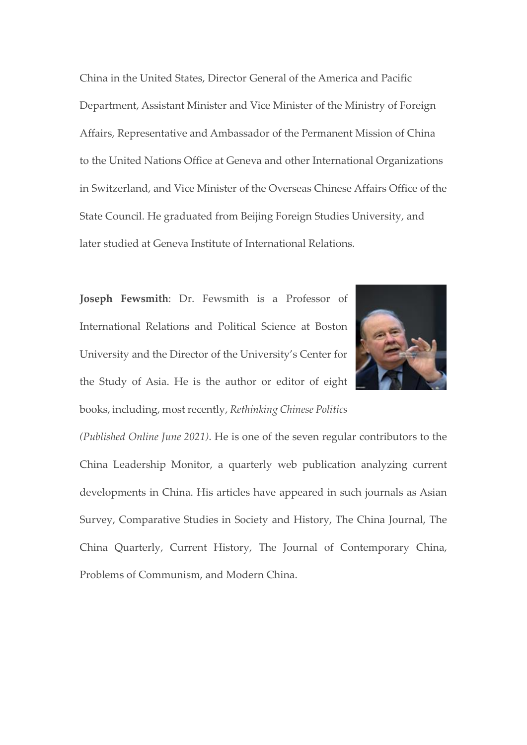China in the United States, Director General of the America and Pacific Department, Assistant Minister and Vice Minister of the Ministry of Foreign Affairs, Representative and Ambassador of the Permanent Mission of China to the United Nations Office at Geneva and other International Organizations in Switzerland, and Vice Minister of the Overseas Chinese Affairs Office of the State Council. He graduated from Beijing Foreign Studies University, and later studied at Geneva Institute of International Relations.

**Joseph Fewsmith**: Dr. Fewsmith is a Professor of International Relations and Political Science at Boston University and the Director of the University's Center for the Study of Asia. He is the author or editor of eight books, including, most recently, *Rethinking Chinese Politics (Published Online June 2021)*. He is one of the seven regular contributors to the China Leadership Monitor, a quarterly web publication analyzing current developments in China. His articles have appeared in such journals as Asian Survey, Comparative Studies in Society and History, The China Journal, The China Quarterly, Current History, The Journal of Contemporary China, Problems of Communism, and Modern China.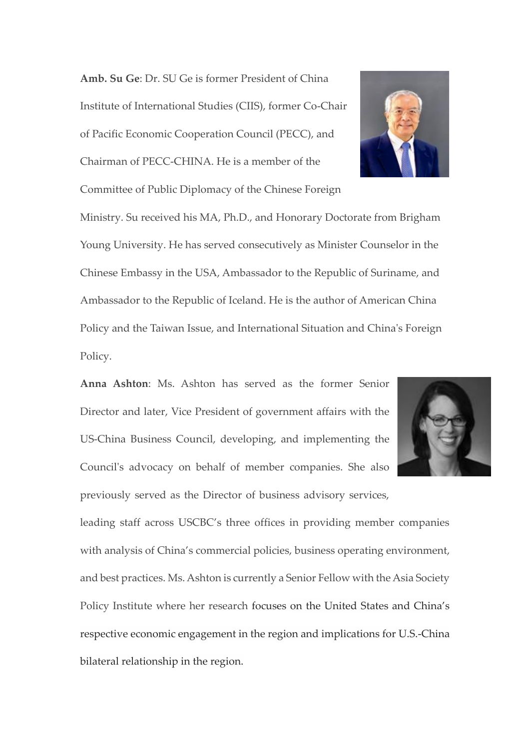**Amb. Su Ge**: Dr. SU Ge is former President of China Institute of International Studies (CIIS), former Co-Chair of Pacific Economic Cooperation Council (PECC), and Chairman of PECC-CHINA. He is a member of the Committee of Public Diplomacy of the Chinese Foreign Ministry. Su received his MA, Ph.D., and Honorary Doctorate from Brigham Young University. He has served consecutively as Minister Counselor in the Chinese Embassy in the USA, Ambassador to the Republic of Suriname, and Ambassador to the Republic of Iceland. He is the author of American China Policy and the Taiwan Issue, and International Situation and China's Foreign Policy.

**Anna Ashton**: Ms. Ashton has served as the former Senior Director and later, Vice President of government affairs with the US-China Business Council, developing, and implementing the Council's advocacy on behalf of member companies. She also previously served as the Director of business advisory services, leading staff across USCBC's three offices in providing member companies with analysis of China's commercial policies, business operating environment, and best practices. Ms. Ashton is currently a Senior Fellow with the Asia Society Policy Institute where her research focuses on the United States and China's respective economic engagement in the region and implications for U.S.-China bilateral relationship in the region.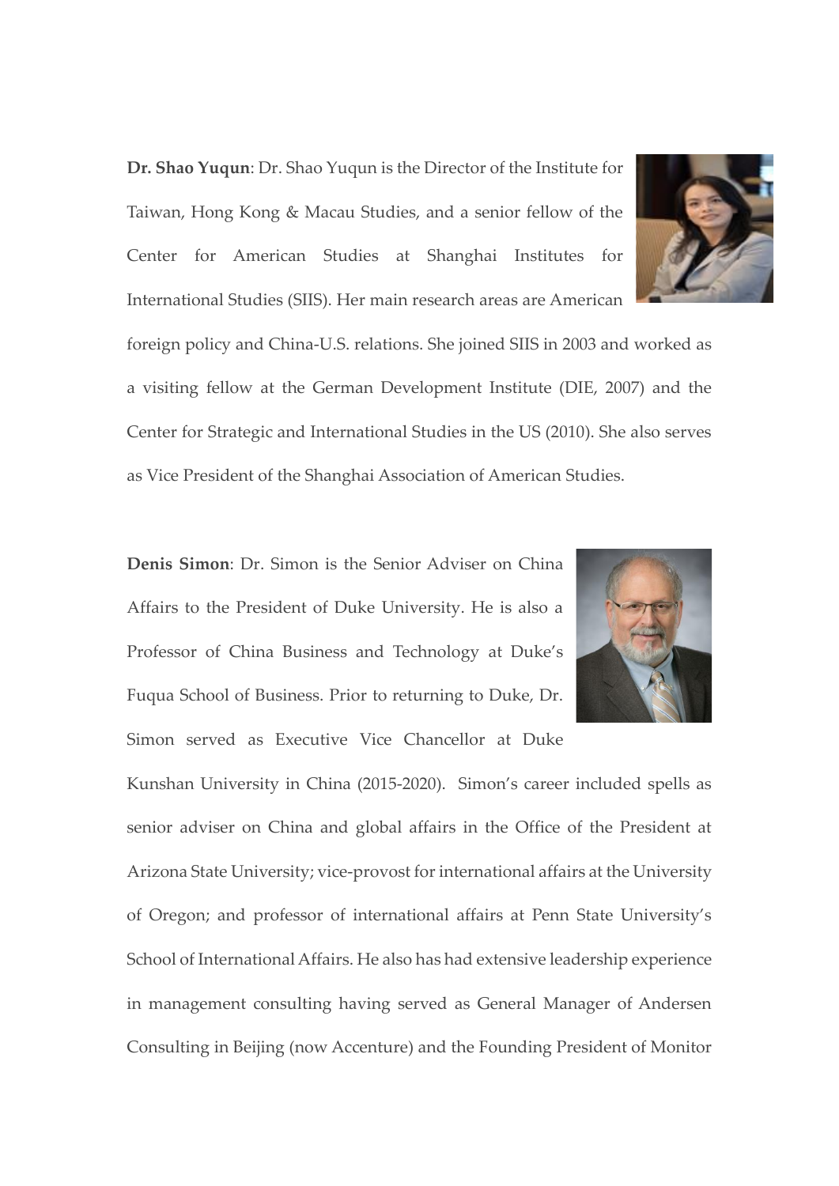**Dr. Shao Yuqun**: Dr. Shao Yuqun is the Director of the Institute for Taiwan, Hong Kong & Macau Studies, and a senior fellow of the Center for American Studies at Shanghai Institutes for International Studies (SIIS). Her main research areas are American foreign policy and China-U.S. relations. She joined SIIS in 2003 and worked as a visiting fellow at the German Development Institute (DIE, 2007) and the Center for Strategic and International Studies in the US (2010). She also serves as Vice President of the Shanghai Association of American Studies.

**Denis Simon**: Dr. Simon is the Senior Adviser on China Affairs to the President of Duke University. He is also a Professor of China Business and Technology at Duke's Fuqua School of Business. Prior to returning to Duke, Dr. Simon served as Executive Vice Chancellor at Duke Kunshan University in China (2015-2020). Simon's career included spells as senior adviser on China and global affairs in the Office of the President at Arizona State University; vice-provost for international affairs at the University of Oregon; and professor of international affairs at Penn State University's School of International Affairs. He also has had extensive leadership experience in management consulting having served as General Manager of Andersen Consulting in Beijing (now Accenture) and the Founding President of Monitor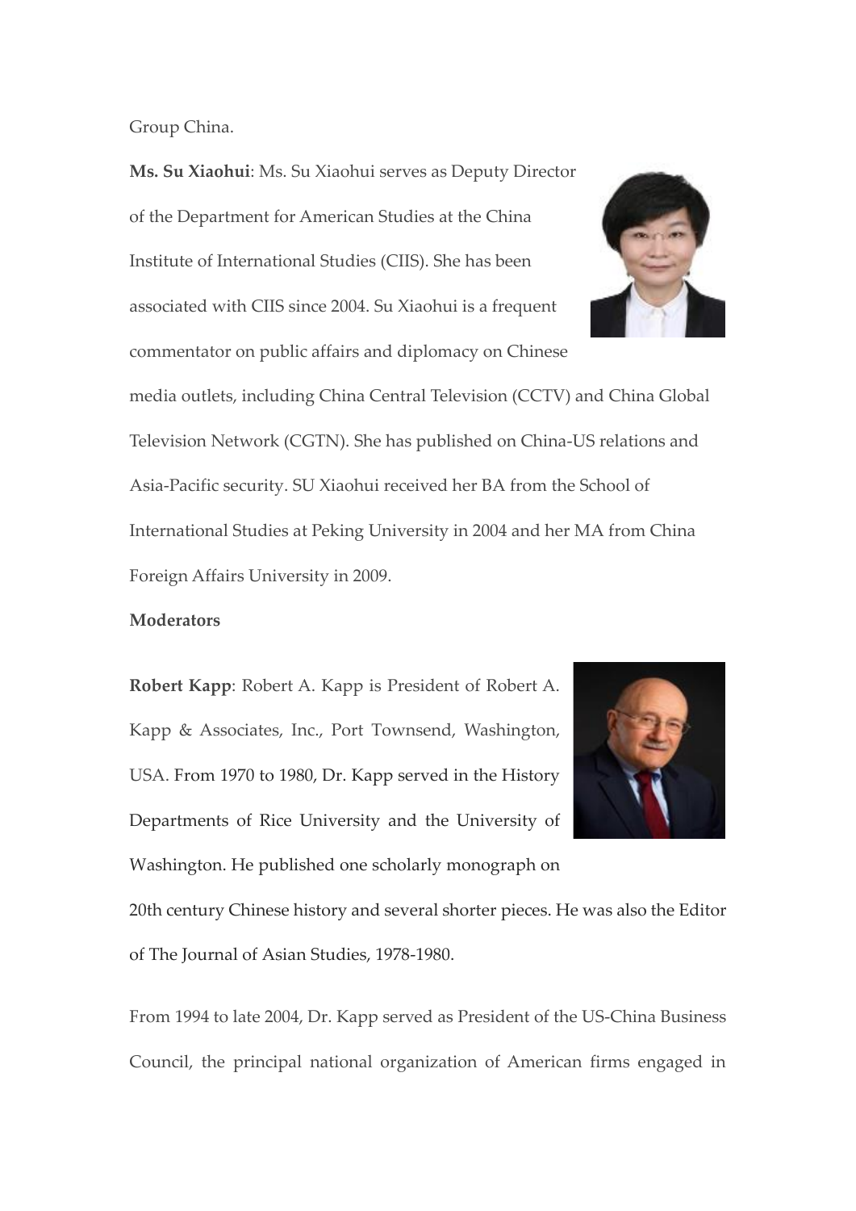Group China.

**Ms. Su Xiaohui**: Ms. Su Xiaohui serves as Deputy Director of the Department for American Studies at the China Institute of International Studies (CIIS). She has been associated with CIIS since 2004. Su Xiaohui is a frequent commentator on public affairs and diplomacy on Chinese media outlets, including China Central Television (CCTV) and China Global Television Network (CGTN). She has published on China-US relations and Asia-Pacific security. SU Xiaohui received her BA from the School of International Studies at Peking University in 2004 and her MA from China Foreign Affairs University in 2009.

**Moderators**

**Robert Kapp**: Robert A. Kapp is President of Robert A. Kapp & Associates, Inc., Port Townsend, Washington, USA. From 1970 to 1980, Dr. Kapp served in the History Departments of Rice University and the University of Washington. He published one scholarly monograph on 20th century Chinese history and several shorter pieces. He was also the Editor of The Journal of Asian Studies, 1978-1980.

From 1994 to late 2004, Dr. Kapp served as President of the US-China Business Council, the principal national organization of American firms engaged in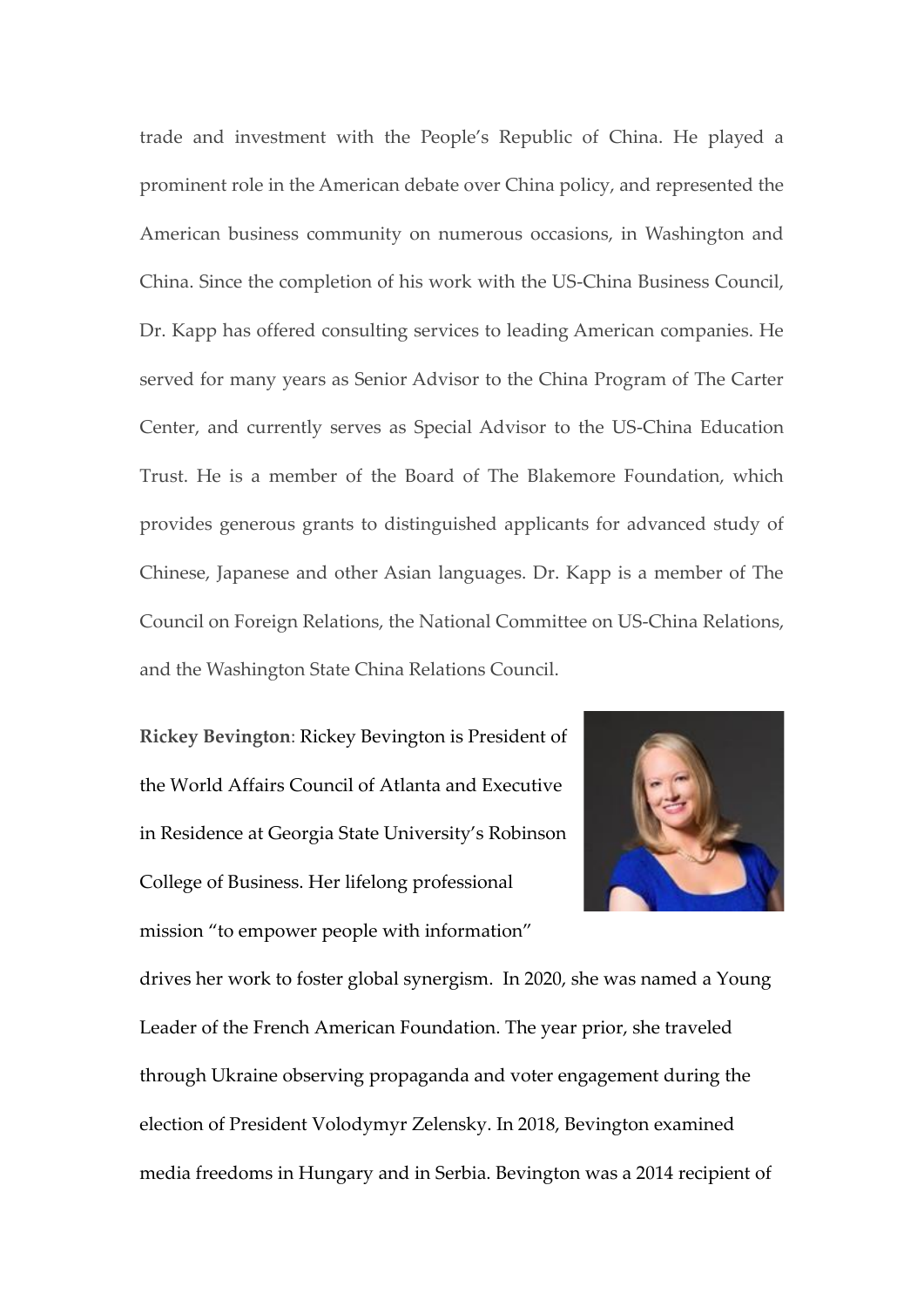trade and investment with the People's Republic of China. He played a prominent role in the American debate over China policy, and represented the American business community on numerous occasions, in Washington and China. Since the completion of his work with the US-China Business Council, Dr. Kapp has offered consulting services to leading American companies. He served for many years as Senior Advisor to the China Program of The Carter Center, and currently serves as Special Advisor to the US-China Education Trust. He is a member of the Board of The Blakemore Foundation, which provides generous grants to distinguished applicants for advanced study of Chinese, Japanese and other Asian languages. Dr. Kapp is a member of The Council on Foreign Relations, the National Committee on US-China Relations, and the Washington State China Relations Council.

**Rickey Bevington**: Rickey Bevington is President of the World Affairs Council of Atlanta and Executive in Residence at Georgia State University's Robinson College of Business. Her lifelong professional mission "to empower people with information" drives her work to foster global synergism. In 2020, she was named a Young Leader of the French American Foundation. The year prior, she traveled through Ukraine observing propaganda and voter engagement during the election of President Volodymyr Zelensky. In 2018, Bevington examined media freedoms in Hungary and in Serbia. Bevington was a 2014 recipient of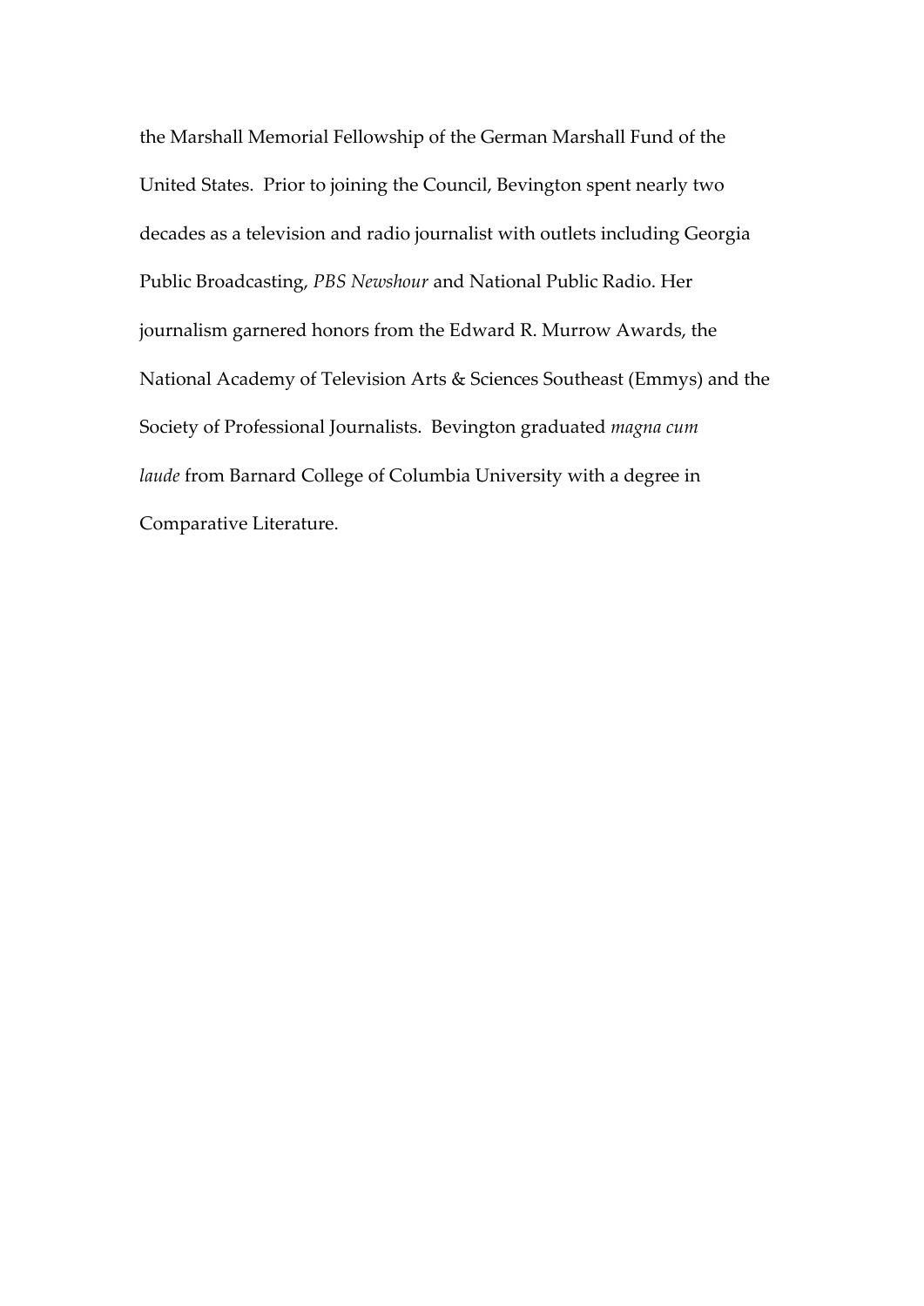the Marshall Memorial Fellowship of the German Marshall Fund of the United States. Prior to joining the Council, Bevington spent nearly two decades as a television and radio journalist with outlets including Georgia Public Broadcasting, *PBS Newshour* and National Public Radio. Her journalism garnered honors from the Edward R. Murrow Awards, the National Academy of Television Arts & Sciences Southeast (Emmys) and the Society of Professional Journalists. Bevington graduated *magna cum laude* from Barnard College of Columbia University with a degree in Comparative Literature.